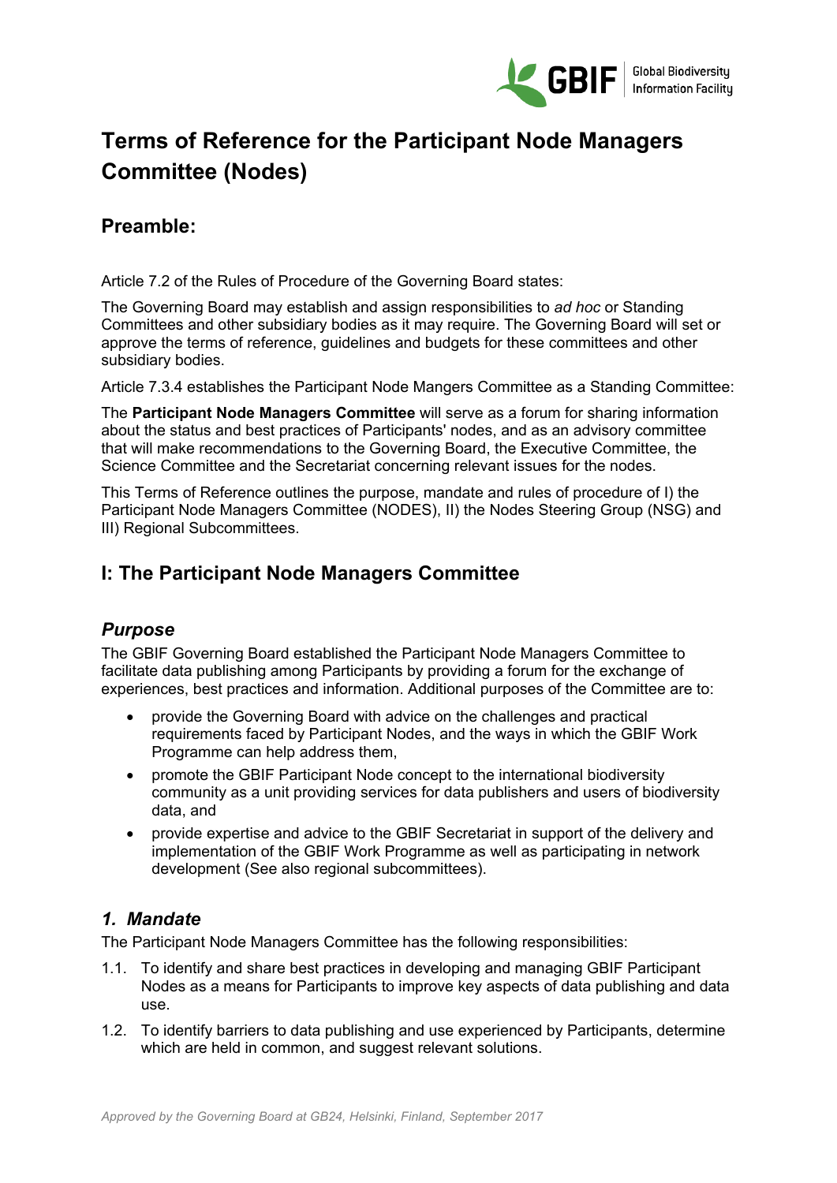# Terms of Reference for the Participant Node Managers Committee (Nodes)

## Preamble:

Article 7.2 of the Rules of Procedure of the Governing Board states:

The Governing Board may establish and assign responsibilities to *ad hoc* or Standing Committees and other subsidiary bodies as it may require. The Governing Board will set or approve the terms of reference, guidelines and budgets for these committees and other subsidiary bodies.

Article 7.3.4 establishes the Participant Node Mangers Committee as a Standing Committee:

The **Participant Node Managers Committee** will serve as a forum for sharing information about the status and best practices of Participants' nodes, and as an advisory committee that will make recommendations to the Governing Board, the Executive Committee, the Science Committee and the Secretariat concerning relevant issues for the nodes.

This Terms of Reference outlines the purpose, mandate and rules of procedure of I) the Participant Node Managers Committee (NODES), II) the Nodes Steering Group (NSG) and III) Regional Subcommittees.

## I: The Participant Node Managers Committee

### *Purpose*

The GBIF Governing Board established the Participant Node Managers Committee to facilitate data publishing among Participants by providing a forum for the exchange of experiences, best practices and information. Additional purposes of the Committee are to:

- provide the Governing Board with advice on the challenges and practical requirements faced by Participant Nodes, and the ways in which the GBIF Work Programme can help address them,
- promote the GBIF Participant Node concept to the international biodiversity community as a unit providing services for data publishers and users of biodiversity data, and
- provide expertise and advice to the GBIF Secretariat in support of the delivery and implementation of the GBIF Work Programme as well as participating in network development (See also regional subcommittees).

### *1. Mandate*

The Participant Node Managers Committee has the following responsibilities:

1.1. To identify and share best practices in developing and managing GBIF Participant Nodes as a means for Participants to improve key aspects of data publishing and data use.

1.2. To identify barriers to data publishing and use experienced by Participants, determine which are held in common, and suggest relevant solutions.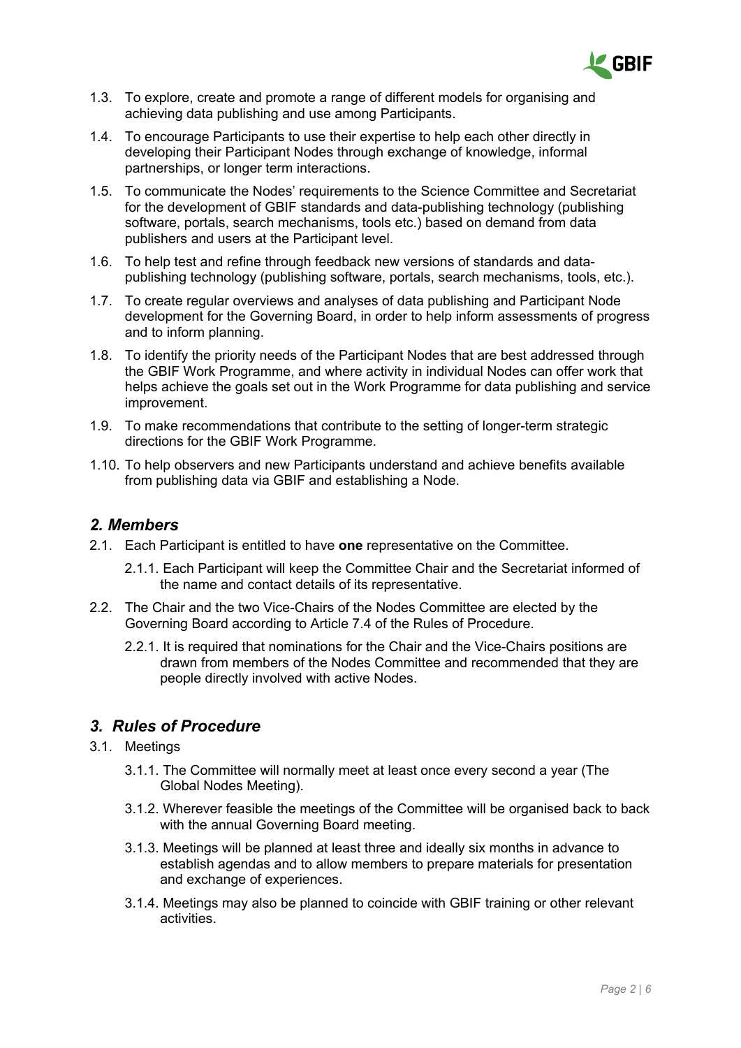1.3. To explore, create and promote a range of different models for organising and achieving data publishing and use among Participants.

1.4. To encourage Participants to use their expertise to help each other directly in developing their Participant Nodes through exchange of knowledge, informal partnerships, or longer term interactions.

1.5. To communicate the Nodes' requirements to the Science Committee and Secretariat for the development of GBIF standards and data-publishing technology (publishing software, portals, search mechanisms, tools etc.) based on demand from data publishers and users at the Participant level.

1.6. To help test and refine through feedback new versions of standards and data-publishing technology (publishing software, portals, search mechanisms, tools, etc.).

1.7. To create regular overviews and analyses of data publishing and Participant Node development for the Governing Board, in order to help inform assessments of progress and to inform planning.

1.8. To identify the priority needs of the Participant Nodes that are best addressed through the GBIF Work Programme, and where activity in individual Nodes can offer work that helps achieve the goals set out in the Work Programme for data publishing and service improvement.

1.9. To make recommendations that contribute to the setting of longer-term strategic directions for the GBIF Work Programme.

1.10. To help observers and new Participants understand and achieve benefits available from publishing data via GBIF and establishing a Node.

## *2. Members*

2.1. Each Participant is entitled to have **one** representative on the Committee.

2.1.1. Each Participant will keep the Committee Chair and the Secretariat informed of the name and contact details of its representative.

2.2. The Chair and the two Vice-Chairs of the Nodes Committee are elected by the Governing Board according to Article 7.4 of the Rules of Procedure.

2.2.1. It is required that nominations for the Chair and the Vice-Chairs positions are drawn from members of the Nodes Committee and recommended that they are people directly involved with active Nodes.

## *3. Rules of Procedure*

3.1. Meetings

3.1.1. The Committee will normally meet at least once every second a year (The Global Nodes Meeting).

3.1.2. Wherever feasible the meetings of the Committee will be organised back to back with the annual Governing Board meeting.

3.1.3. Meetings will be planned at least three and ideally six months in advance to establish agendas and to allow members to prepare materials for presentation and exchange of experiences.

3.1.4. Meetings may also be planned to coincide with GBIF training or other relevant activities.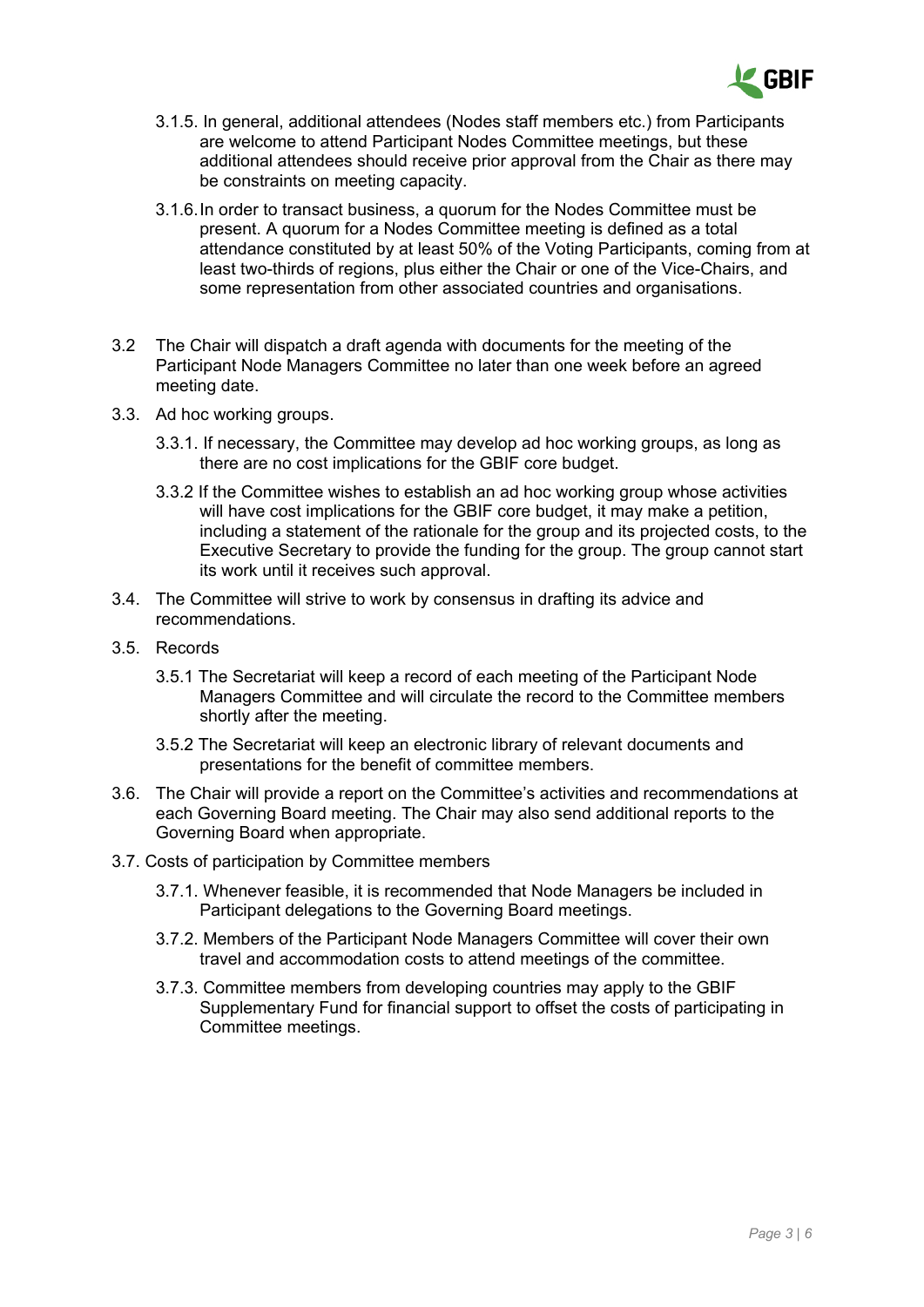3.1.5. In general, additional attendees (Nodes staff members etc.) from Participants are welcome to attend Participant Nodes Committee meetings, but these additional attendees should receive prior approval from the Chair as there may be constraints on meeting capacity.

3.1.6. In order to transact business, a quorum for the Nodes Committee must be present. A quorum for a Nodes Committee meeting is defined as a total attendance constituted by at least 50% of the Voting Participants, coming from at least two-thirds of regions, plus either the Chair or one of the Vice-Chairs, and some representation from other associated countries and organisations.

3.2 The Chair will dispatch a draft agenda with documents for the meeting of the Participant Node Managers Committee no later than one week before an agreed meeting date.

3.3. Ad hoc working groups.

3.3.1. If necessary, the Committee may develop ad hoc working groups, as long as there are no cost implications for the GBIF core budget.

3.3.2 If the Committee wishes to establish an ad hoc working group whose activities will have cost implications for the GBIF core budget, it may make a petition, including a statement of the rationale for the group and its projected costs, to the Executive Secretary to provide the funding for the group. The group cannot start its work until it receives such approval.

3.4. The Committee will strive to work by consensus in drafting its advice and recommendations.

3.5. Records

3.5.1 The Secretariat will keep a record of each meeting of the Participant Node Managers Committee and will circulate the record to the Committee members shortly after the meeting.

3.5.2 The Secretariat will keep an electronic library of relevant documents and presentations for the benefit of committee members.

3.6. The Chair will provide a report on the Committee's activities and recommendations at each Governing Board meeting. The Chair may also send additional reports to the Governing Board when appropriate.

3.7. Costs of participation by Committee members

3.7.1. Whenever feasible, it is recommended that Node Managers be included in Participant delegations to the Governing Board meetings.

3.7.2. Members of the Participant Node Managers Committee will cover their own travel and accommodation costs to attend meetings of the committee.

3.7.3. Committee members from developing countries may apply to the GBIF Supplementary Fund for financial support to offset the costs of participating in Committee meetings.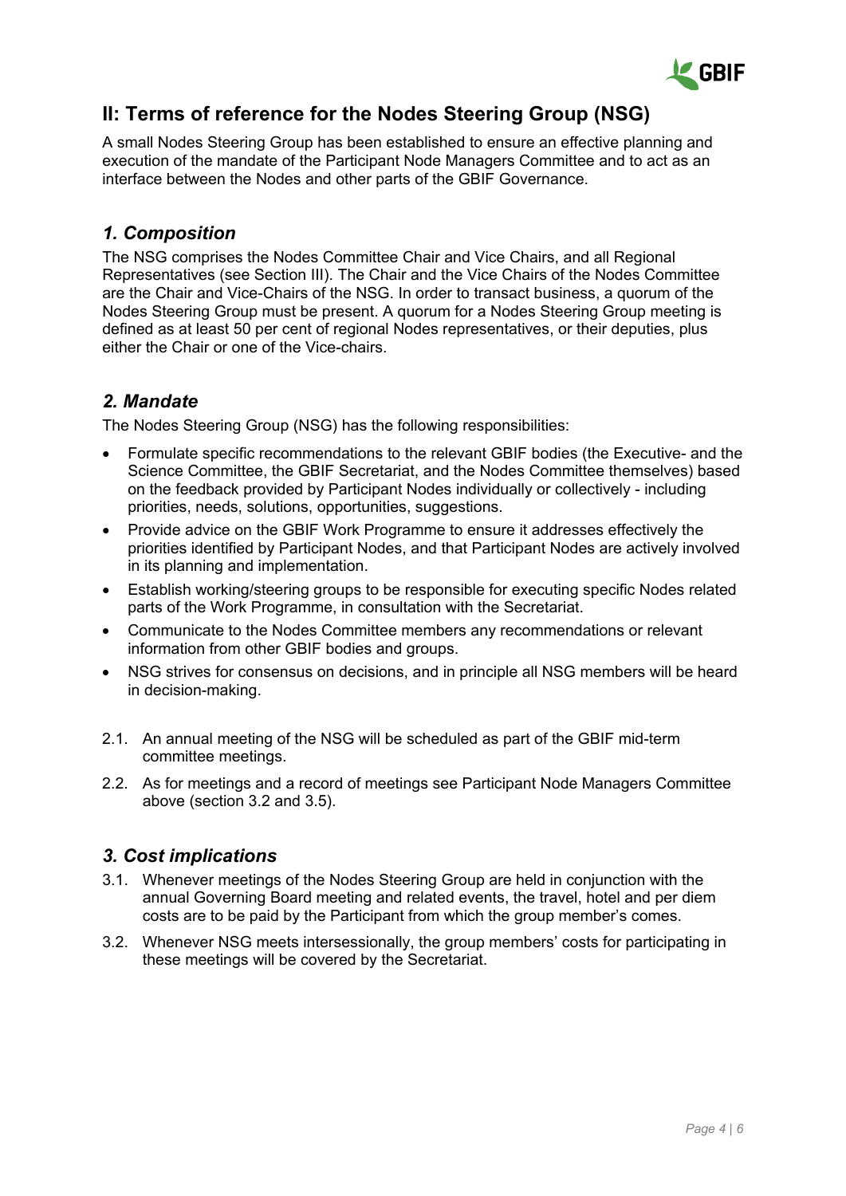## II: Terms of reference for the Nodes Steering Group (NSG)

A small Nodes Steering Group has been established to ensure an effective planning and execution of the mandate of the Participant Node Managers Committee and to act as an interface between the Nodes and other parts of the GBIF Governance.

### *1. Composition*

The NSG comprises the Nodes Committee Chair and Vice Chairs, and all Regional Representatives (see Section III). The Chair and the Vice Chairs of the Nodes Committee are the Chair and Vice-Chairs of the NSG. In order to transact business, a quorum of the Nodes Steering Group must be present. A quorum for a Nodes Steering Group meeting is defined as at least 50 per cent of regional Nodes representatives, or their deputies, plus either the Chair or one of the Vice-chairs.

### *2. Mandate*

The Nodes Steering Group (NSG) has the following responsibilities:

- Formulate specific recommendations to the relevant GBIF bodies (the Executive- and the Science Committee, the GBIF Secretariat, and the Nodes Committee themselves) based on the feedback provided by Participant Nodes individually or collectively - including priorities, needs, solutions, opportunities, suggestions.
- Provide advice on the GBIF Work Programme to ensure it addresses effectively the priorities identified by Participant Nodes, and that Participant Nodes are actively involved in its planning and implementation.
- Establish working/steering groups to be responsible for executing specific Nodes related parts of the Work Programme, in consultation with the Secretariat.
- Communicate to the Nodes Committee members any recommendations or relevant information from other GBIF bodies and groups.
- NSG strives for consensus on decisions, and in principle all NSG members will be heard in decision-making.

2.1. An annual meeting of the NSG will be scheduled as part of the GBIF mid-term committee meetings.

2.2. As for meetings and a record of meetings see Participant Node Managers Committee above (section 3.2 and 3.5).

### *3. Cost implications*

3.1. Whenever meetings of the Nodes Steering Group are held in conjunction with the annual Governing Board meeting and related events, the travel, hotel and per diem costs are to be paid by the Participant from which the group member's comes.

3.2. Whenever NSG meets intersessionally, the group members' costs for participating in these meetings will be covered by the Secretariat.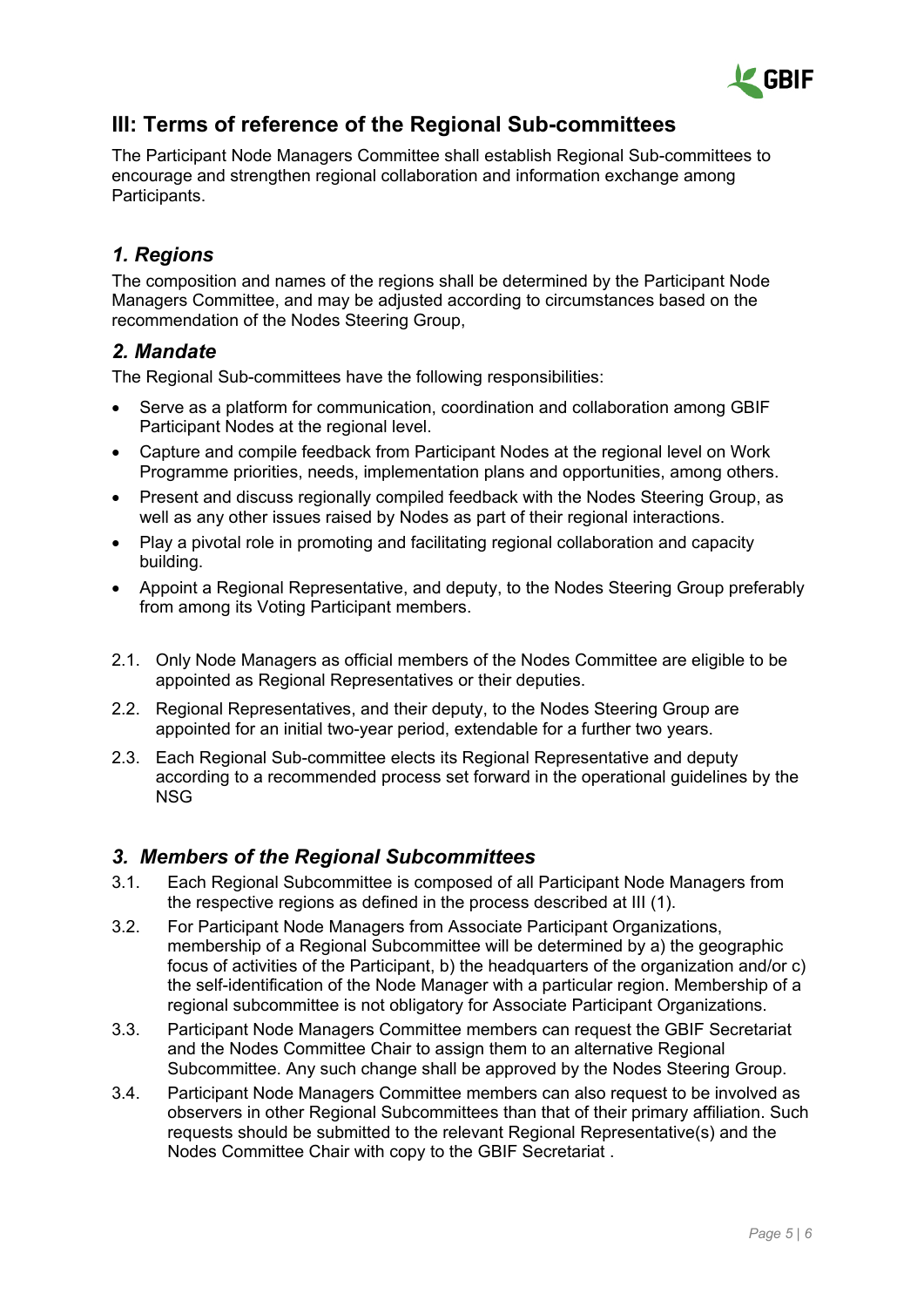## III: Terms of reference of the Regional Sub-committees

The Participant Node Managers Committee shall establish Regional Sub-committees to encourage and strengthen regional collaboration and information exchange among Participants.

### *1. Regions*

The composition and names of the regions shall be determined by the Participant Node Managers Committee, and may be adjusted according to circumstances based on the recommendation of the Nodes Steering Group,

### *2. Mandate*

The Regional Sub-committees have the following responsibilities:

- Serve as a platform for communication, coordination and collaboration among GBIF Participant Nodes at the regional level.
- Capture and compile feedback from Participant Nodes at the regional level on Work Programme priorities, needs, implementation plans and opportunities, among others.
- Present and discuss regionally compiled feedback with the Nodes Steering Group, as well as any other issues raised by Nodes as part of their regional interactions.
- Play a pivotal role in promoting and facilitating regional collaboration and capacity building.
- Appoint a Regional Representative, and deputy, to the Nodes Steering Group preferably from among its Voting Participant members.

2.1. Only Node Managers as official members of the Nodes Committee are eligible to be appointed as Regional Representatives or their deputies.

2.2. Regional Representatives, and their deputy, to the Nodes Steering Group are appointed for an initial two-year period, extendable for a further two years.

2.3. Each Regional Sub-committee elects its Regional Representative and deputy according to a recommended process set forward in the operational guidelines by the NSG

### *3. Members of the Regional Subcommittees*

3.1. Each Regional Subcommittee is composed of all Participant Node Managers from the respective regions as defined in the process described at III (1).

3.2. For Participant Node Managers from Associate Participant Organizations, membership of a Regional Subcommittee will be determined by a) the geographic focus of activities of the Participant, b) the headquarters of the organization and/or c) the self-identification of the Node Manager with a particular region. Membership of a regional subcommittee is not obligatory for Associate Participant Organizations.

3.3. Participant Node Managers Committee members can request the GBIF Secretariat and the Nodes Committee Chair to assign them to an alternative Regional Subcommittee. Any such change shall be approved by the Nodes Steering Group.

3.4. Participant Node Managers Committee members can also request to be involved as observers in other Regional Subcommittees than that of their primary affiliation. Such requests should be submitted to the relevant Regional Representative(s) and the Nodes Committee Chair with copy to the GBIF Secretariat .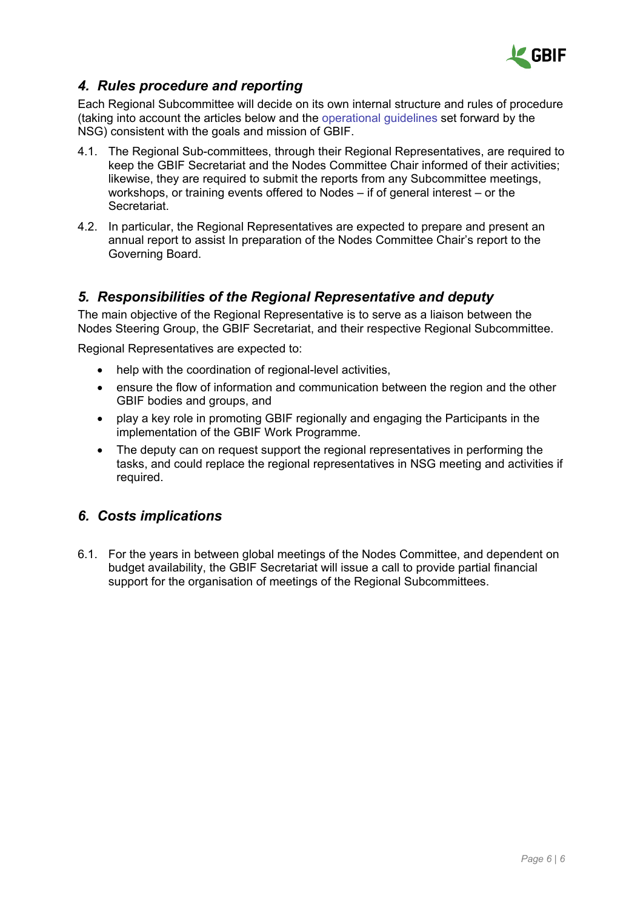## *4. Rules procedure and reporting*

Each Regional Subcommittee will decide on its own internal structure and rules of procedure (taking into account the articles below and the operational guidelines set forward by the NSG) consistent with the goals and mission of GBIF.

4.1. The Regional Sub-committees, through their Regional Representatives, are required to keep the GBIF Secretariat and the Nodes Committee Chair informed of their activities; likewise, they are required to submit the reports from any Subcommittee meetings, workshops, or training events offered to Nodes – if of general interest – or the Secretariat.

4.2. In particular, the Regional Representatives are expected to prepare and present an annual report to assist In preparation of the Nodes Committee Chair's report to the Governing Board.

## *5. Responsibilities of the Regional Representative and deputy*

The main objective of the Regional Representative is to serve as a liaison between the Nodes Steering Group, the GBIF Secretariat, and their respective Regional Subcommittee.

Regional Representatives are expected to:

- help with the coordination of regional-level activities,
- ensure the flow of information and communication between the region and the other GBIF bodies and groups, and
- play a key role in promoting GBIF regionally and engaging the Participants in the implementation of the GBIF Work Programme.
- The deputy can on request support the regional representatives in performing the tasks, and could replace the regional representatives in NSG meeting and activities if required.

## *6. Costs implications*

6.1. For the years in between global meetings of the Nodes Committee, and dependent on budget availability, the GBIF Secretariat will issue a call to provide partial financial support for the organisation of meetings of the Regional Subcommittees.